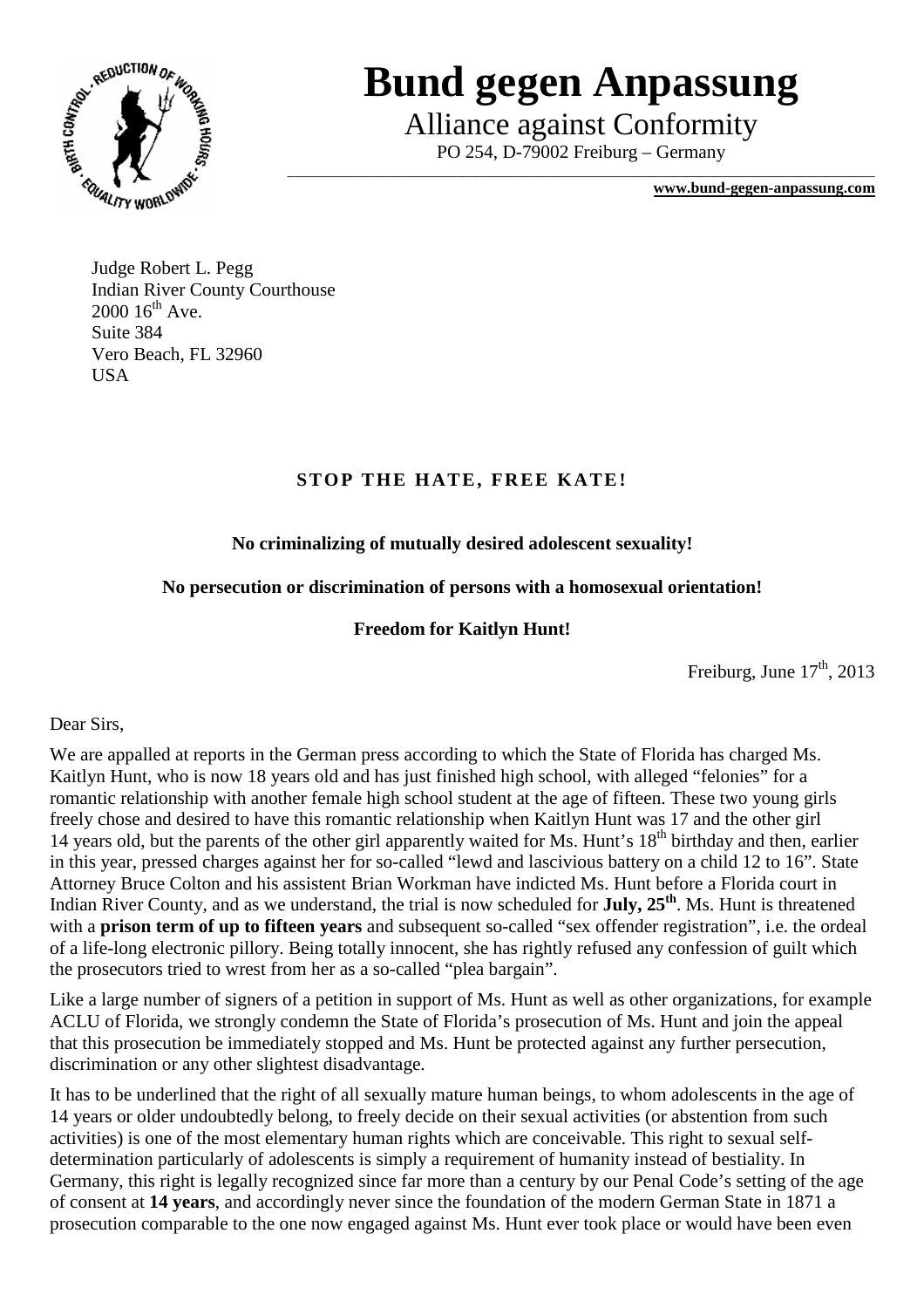# Bund gegen Anpassung

Alliance against Conformity

PO 254, D-79002 Freiburg – Germany

**www.bund-gegen-anpassung.com**

Judge Robert L. Pegg
Indian River County Courthouse
2000 16th Ave.
Suite 384
Vero Beach, FL 32960
USA

## STOP THE HATE, FREE KATE!

**No criminalizing of mutually desired adolescent sexuality!**

**No persecution or discrimination of persons with a homosexual orientation!**

**Freedom for Kaitlyn Hunt!**

Freiburg, June 17th, 2013

Dear Sirs,

We are appalled at reports in the German press according to which the State of Florida has charged Ms. Kaitlyn Hunt, who is now 18 years old and has just finished high school, with alleged "felonies" for a romantic relationship with another female high school student at the age of fifteen. These two young girls freely chose and desired to have this romantic relationship when Kaitlyn Hunt was 17 and the other girl 14 years old, but the parents of the other girl apparently waited for Ms. Hunt's 18th birthday and then, earlier in this year, pressed charges against her for so-called "lewd and lascivious battery on a child 12 to 16". State Attorney Bruce Colton and his assistent Brian Workman have indicted Ms. Hunt before a Florida court in Indian River County, and as we understand, the trial is now scheduled for **July, 25th**. Ms. Hunt is threatened with a **prison term of up to fifteen years** and subsequent so-called "sex offender registration", i.e. the ordeal of a life-long electronic pillory. Being totally innocent, she has rightly refused any confession of guilt which the prosecutors tried to wrest from her as a so-called "plea bargain".

Like a large number of signers of a petition in support of Ms. Hunt as well as other organizations, for example ACLU of Florida, we strongly condemn the State of Florida's prosecution of Ms. Hunt and join the appeal that this prosecution be immediately stopped and Ms. Hunt be protected against any further persecution, discrimination or any other slightest disadvantage.

It has to be underlined that the right of all sexually mature human beings, to whom adolescents in the age of 14 years or older undoubtedly belong, to freely decide on their sexual activities (or abstention from such activities) is one of the most elementary human rights which are conceivable. This right to sexual self-determination particularly of adolescents is simply a requirement of humanity instead of bestiality. In Germany, this right is legally recognized since far more than a century by our Penal Code's setting of the age of consent at **14 years**, and accordingly never since the foundation of the modern German State in 1871 a prosecution comparable to the one now engaged against Ms. Hunt ever took place or would have been even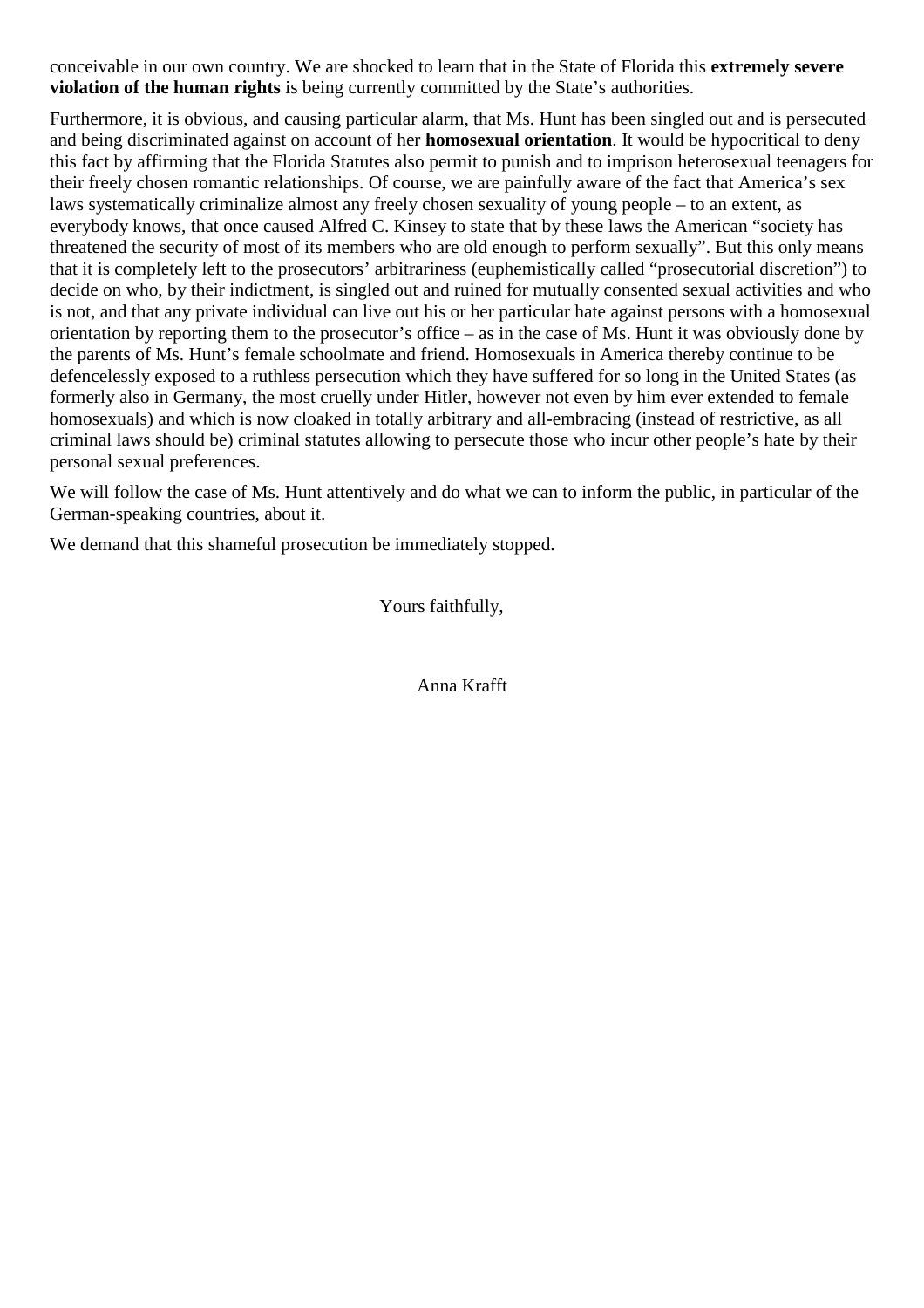conceivable in our own country. We are shocked to learn that in the State of Florida this **extremely severe violation of the human rights** is being currently committed by the State's authorities.

Furthermore, it is obvious, and causing particular alarm, that Ms. Hunt has been singled out and is persecuted and being discriminated against on account of her **homosexual orientation**. It would be hypocritical to deny this fact by affirming that the Florida Statutes also permit to punish and to imprison heterosexual teenagers for their freely chosen romantic relationships. Of course, we are painfully aware of the fact that America's sex laws systematically criminalize almost any freely chosen sexuality of young people – to an extent, as everybody knows, that once caused Alfred C. Kinsey to state that by these laws the American "society has threatened the security of most of its members who are old enough to perform sexually". But this only means that it is completely left to the prosecutors' arbitrariness (euphemistically called "prosecutorial discretion") to decide on who, by their indictment, is singled out and ruined for mutually consented sexual activities and who is not, and that any private individual can live out his or her particular hate against persons with a homosexual orientation by reporting them to the prosecutor's office – as in the case of Ms. Hunt it was obviously done by the parents of Ms. Hunt's female schoolmate and friend. Homosexuals in America thereby continue to be defencelessly exposed to a ruthless persecution which they have suffered for so long in the United States (as formerly also in Germany, the most cruelly under Hitler, however not even by him ever extended to female homosexuals) and which is now cloaked in totally arbitrary and all-embracing (instead of restrictive, as all criminal laws should be) criminal statutes allowing to persecute those who incur other people's hate by their personal sexual preferences.

We will follow the case of Ms. Hunt attentively and do what we can to inform the public, in particular of the German-speaking countries, about it.

We demand that this shameful prosecution be immediately stopped.

Yours faithfully,

Anna Krafft